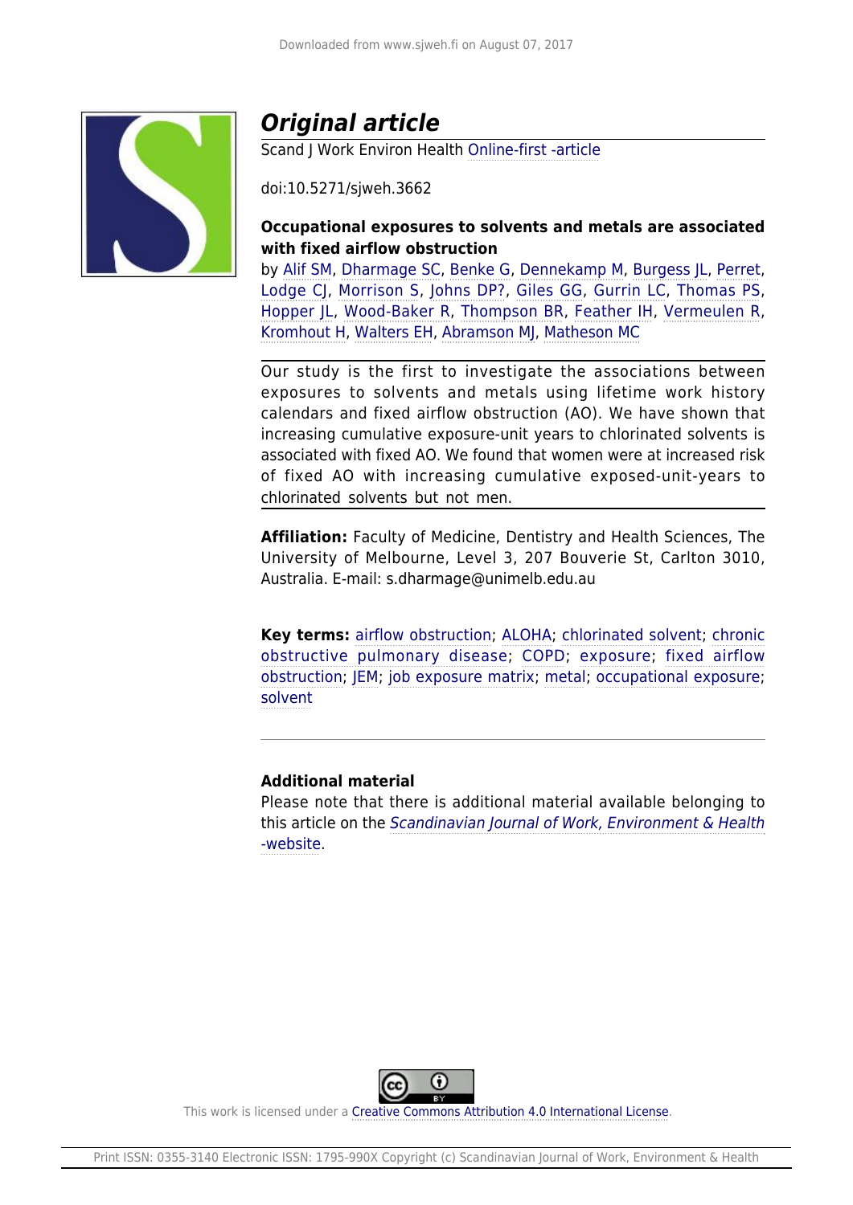# *Original article*

Scand J Work Environ Health Online-first -article

doi:10.5271/sjweh.3662

**Occupational exposures to solvents and metals are associated with fixed airflow obstruction**

by Alif SM, Dharmage SC, Benke G, Dennekamp M, Burgess JL, Perret, Lodge CJ, Morrison S, Johns DP?, Giles GG, Gurrin LC, Thomas PS, Hopper JL, Wood-Baker R, Thompson BR, Feather IH, Vermeulen R, Kromhout H, Walters EH, Abramson MJ, Matheson MC

Our study is the first to investigate the associations between exposures to solvents and metals using lifetime work history calendars and fixed airflow obstruction (AO). We have shown that increasing cumulative exposure-unit years to chlorinated solvents is associated with fixed AO. We found that women were at increased risk of fixed AO with increasing cumulative exposed-unit-years to chlorinated solvents but not men.

**Affiliation:** Faculty of Medicine, Dentistry and Health Sciences, The University of Melbourne, Level 3, 207 Bouverie St, Carlton 3010, Australia. E-mail: s.dharmage@unimelb.edu.au

**Key terms:** airflow obstruction; ALOHA; chlorinated solvent; chronic obstructive pulmonary disease; COPD; exposure; fixed airflow obstruction; JEM; job exposure matrix; metal; occupational exposure; solvent

**Additional material**

Please note that there is additional material available belonging to this article on the *Scandinavian Journal of Work, Environment & Health -website*.

This work is licensed under a Creative Commons Attribution 4.0 International License.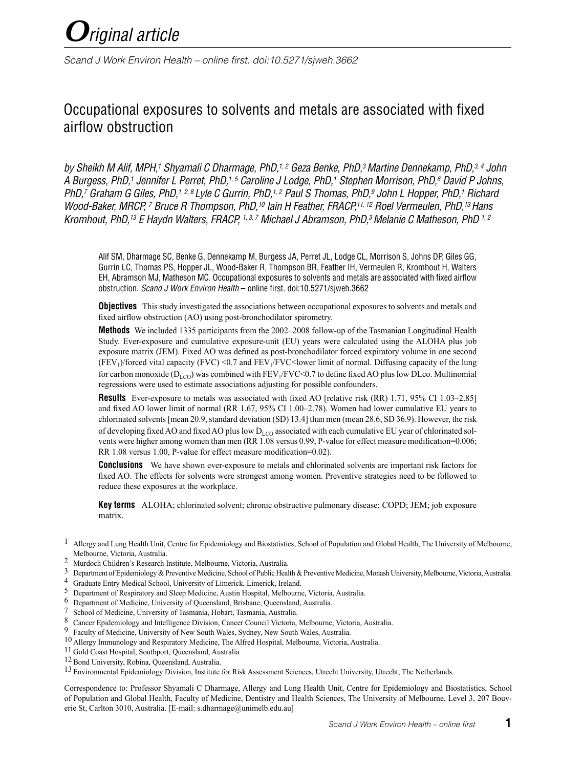# *O*riginal article

*Scand J Work Environ Health – online first. doi:10.5271/sjweh.3662*

## Occupational exposures to solvents and metals are associated with fixed airflow obstruction

*by Sheikh M Alif, MPH,[1] Shyamali C Dharmage, PhD,[1,2] Geza Benke, PhD,[3] Martine Dennekamp, PhD,[3,4] John A Burgess, PhD,[1] Jennifer L Perret, PhD,[1,5] Caroline J Lodge, PhD,[1] Stephen Morrison, PhD,[6] David P Johns, PhD,[7] Graham G Giles, PhD,[1,2,8] Lyle C Gurrin, PhD,[1,2] Paul S Thomas, PhD,[9] John L Hopper, PhD,[1] Richard Wood-Baker, MRCP,[7] Bruce R Thompson, PhD,[10] Iain H Feather, FRACP,[11,12] Roel Vermeulen, PhD,[13] Hans Kromhout, PhD,[13] E Haydn Walters, FRACP,[1,3,7] Michael J Abramson, PhD,[3] Melanie C Matheson, PhD [1,2]*

Alif SM, Dharmage SC, Benke G, Dennekamp M, Burgess JA, Perret JL, Lodge CJ, Morrison S, Johns DP, Giles GG, Gurrin LC, Thomas PS, Hopper JL, Wood-Baker R, Thompson BR, Feather IH, Vermeulen R, Kromhout H, Walters EH, Abramson MJ, Matheson MC. Occupational exposures to solvents and metals are associated with fixed airflow obstruction. *Scand J Work Environ Health* – online first. doi:10.5271/sjweh.3662

**Objectives** This study investigated the associations between occupational exposures to solvents and metals and fixed airflow obstruction (AO) using post-bronchodilator spirometry.

**Methods** We included 1335 participants from the 2002–2008 follow-up of the Tasmanian Longitudinal Health Study. Ever-exposure and cumulative exposure-unit (EU) years were calculated using the ALOHA plus job exposure matrix (JEM). Fixed AO was defined as post-bronchodilator forced expiratory volume in one second ($FEV_1$)/forced vital capacity (FVC) <0.7 and $FEV_1$/FVC<lower limit of normal. Diffusing capacity of the lung for carbon monoxide ($D_{LCO}$) was combined with $FEV_1$/FVC<0.7 to define fixed AO plus low DLco. Multinomial regressions were used to estimate associations adjusting for possible confounders.

**Results** Ever-exposure to metals was associated with fixed AO [relative risk (RR) 1.71, 95% CI 1.03–2.85] and fixed AO lower limit of normal (RR 1.67, 95% CI 1.00–2.78). Women had lower cumulative EU years to chlorinated solvents [mean 20.9, standard deviation (SD) 13.4] than men (mean 28.6, SD 36.9). However, the risk of developing fixed AO and fixed AO plus low $D_{LCO}$ associated with each cumulative EU year of chlorinated solvents were higher among women than men (RR 1.08 versus 0.99, P-value for effect measure modification=0.006; RR 1.08 versus 1.00, P-value for effect measure modification=0.02).

**Conclusions** We have shown ever-exposure to metals and chlorinated solvents are important risk factors for fixed AO. The effects for solvents were strongest among women. Preventive strategies need to be followed to reduce these exposures at the workplace.

**Key terms** ALOHA; chlorinated solvent; chronic obstructive pulmonary disease; COPD; JEM; job exposure matrix.

[1] Allergy and Lung Health Unit, Centre for Epidemiology and Biostatistics, School of Population and Global Health, The University of Melbourne, Melbourne, Victoria, Australia.
[2] Murdoch Children's Research Institute, Melbourne, Victoria, Australia.
[3] Department of Epidemiology & Preventive Medicine, School of Public Health & Preventive Medicine, Monash University, Melbourne, Victoria, Australia.
[4] Graduate Entry Medical School, University of Limerick, Limerick, Ireland.
[5] Department of Respiratory and Sleep Medicine, Austin Hospital, Melbourne, Victoria, Australia.
[6] Department of Medicine, University of Queensland, Brisbane, Queensland, Australia.
[7] School of Medicine, University of Tasmania, Hobart, Tasmania, Australia.
[8] Cancer Epidemiology and Intelligence Division, Cancer Council Victoria, Melbourne, Victoria, Australia.
[9] Faculty of Medicine, University of New South Wales, Sydney, New South Wales, Australia.
[10] Allergy Immunology and Respiratory Medicine, The Alfred Hospital, Melbourne, Victoria, Australia.
[11] Gold Coast Hospital, Southport, Queensland, Australia
[12] Bond University, Robina, Queensland, Australia.
[13] Environmental Epidemiology Division, Institute for Risk Assessment Sciences, Utrecht University, Utrecht, The Netherlands.

Correspondence to: Professor Shyamali C Dharmage, Allergy and Lung Health Unit, Centre for Epidemiology and Biostatistics, School of Population and Global Health, Faculty of Medicine, Dentistry and Health Sciences, The University of Melbourne, Level 3, 207 Bouverie St, Carlton 3010, Australia. [E-mail: s.dharmage@unimelb.edu.au]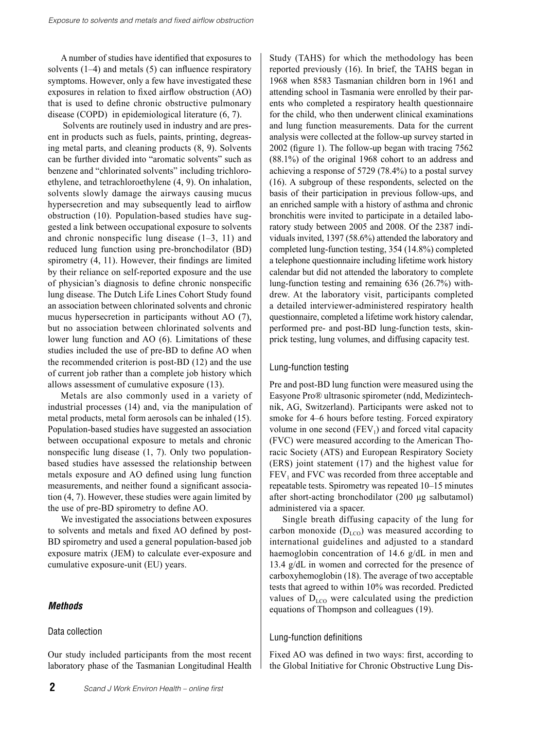A number of studies have identified that exposures to solvents (1–4) and metals (5) can influence respiratory symptoms. However, only a few have investigated these exposures in relation to fixed airflow obstruction (AO) that is used to define chronic obstructive pulmonary disease (COPD) in epidemiological literature (6, 7).

Solvents are routinely used in industry and are present in products such as fuels, paints, printing, degreasing metal parts, and cleaning products (8, 9). Solvents can be further divided into "aromatic solvents" such as benzene and "chlorinated solvents" including trichloroethylene, and tetrachloroethylene (4, 9). On inhalation, solvents slowly damage the airways causing mucus hypersecretion and may subsequently lead to airflow obstruction (10). Population-based studies have suggested a link between occupational exposure to solvents and chronic nonspecific lung disease (1–3, 11) and reduced lung function using pre-bronchodilator (BD) spirometry (4, 11). However, their findings are limited by their reliance on self-reported exposure and the use of physician's diagnosis to define chronic nonspecific lung disease. The Dutch Life Lines Cohort Study found an association between chlorinated solvents and chronic mucus hypersecretion in participants without AO (7), but no association between chlorinated solvents and lower lung function and AO (6). Limitations of these studies included the use of pre-BD to define AO when the recommended criterion is post-BD (12) and the use of current job rather than a complete job history which allows assessment of cumulative exposure (13).

Metals are also commonly used in a variety of industrial processes (14) and, via the manipulation of metal products, metal form aerosols can be inhaled (15). Population-based studies have suggested an association between occupational exposure to metals and chronic nonspecific lung disease (1, 7). Only two population-based studies have assessed the relationship between metals exposure and AO defined using lung function measurements, and neither found a significant association (4, 7). However, these studies were again limited by the use of pre-BD spirometry to define AO.

We investigated the associations between exposures to solvents and metals and fixed AO defined by post-BD spirometry and used a general population-based job exposure matrix (JEM) to calculate ever-exposure and cumulative exposure-unit (EU) years.

## *Methods*

### Data collection

Our study included participants from the most recent laboratory phase of the Tasmanian Longitudinal Health Study (TAHS) for which the methodology has been reported previously (16). In brief, the TAHS began in 1968 when 8583 Tasmanian children born in 1961 and attending school in Tasmania were enrolled by their parents who completed a respiratory health questionnaire for the child, who then underwent clinical examinations and lung function measurements. Data for the current analysis were collected at the follow-up survey started in 2002 (figure 1). The follow-up began with tracing 7562 (88.1%) of the original 1968 cohort to an address and achieving a response of 5729 (78.4%) to a postal survey (16). A subgroup of these respondents, selected on the basis of their participation in previous follow-ups, and an enriched sample with a history of asthma and chronic bronchitis were invited to participate in a detailed laboratory study between 2005 and 2008. Of the 2387 individuals invited, 1397 (58.6%) attended the laboratory and completed lung-function testing, 354 (14.8%) completed a telephone questionnaire including lifetime work history calendar but did not attended the laboratory to complete lung-function testing and remaining 636 (26.7%) withdrew. At the laboratory visit, participants completed a detailed interviewer-administered respiratory health questionnaire, completed a lifetime work history calendar, performed pre- and post-BD lung-function tests, skin-prick testing, lung volumes, and diffusing capacity test.

### Lung-function testing

Pre and post-BD lung function were measured using the Easyone Pro® ultrasonic spirometer (ndd, Medizintechnik, AG, Switzerland). Participants were asked not to smoke for 4–6 hours before testing. Forced expiratory volume in one second ($FEV_1$) and forced vital capacity (FVC) were measured according to the American Thoracic Society (ATS) and European Respiratory Society (ERS) joint statement (17) and the highest value for $FEV_1$ and FVC was recorded from three acceptable and repeatable tests. Spirometry was repeated 10–15 minutes after short-acting bronchodilator (200 µg salbutamol) administered via a spacer.

Single breath diffusing capacity of the lung for carbon monoxide ($D_{LCO}$) was measured according to international guidelines and adjusted to a standard haemoglobin concentration of 14.6 g/dL in men and 13.4 g/dL in women and corrected for the presence of carboxyhemoglobin (18). The average of two acceptable tests that agreed to within 10% was recorded. Predicted values of $D_{LCO}$ were calculated using the prediction equations of Thompson and colleagues (19).

### Lung-function definitions

Fixed AO was defined in two ways: first, according to the Global Initiative for Chronic Obstructive Lung Dis-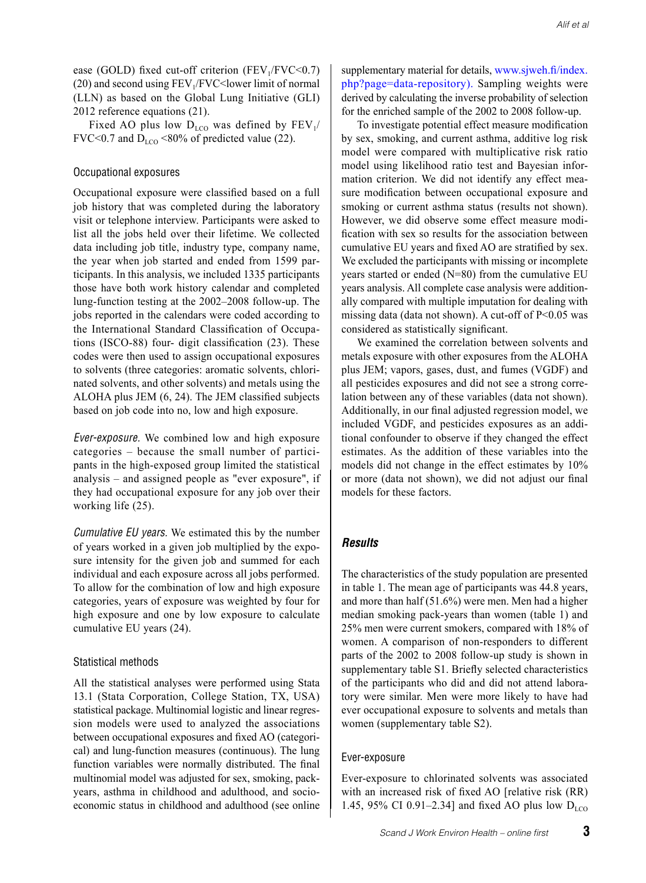ease (GOLD) fixed cut-off criterion ($FEV_1/FVC<0.7$) (20) and second using $FEV_1/FVC$<lower limit of normal (LLN) as based on the Global Lung Initiative (GLI) 2012 reference equations (21).

Fixed AO plus low $D_{LCO}$ was defined by $FEV_1/FVC<0.7$ and $D_{LCO}$ <80% of predicted value (22).

### Occupational exposures

Occupational exposure were classified based on a full job history that was completed during the laboratory visit or telephone interview. Participants were asked to list all the jobs held over their lifetime. We collected data including job title, industry type, company name, the year when job started and ended from 1599 participants. In this analysis, we included 1335 participants those have both work history calendar and completed lung-function testing at the 2002–2008 follow-up. The jobs reported in the calendars were coded according to the International Standard Classification of Occupations (ISCO-88) four- digit classification (23). These codes were then used to assign occupational exposures to solvents (three categories: aromatic solvents, chlorinated solvents, and other solvents) and metals using the ALOHA plus JEM (6, 24). The JEM classified subjects based on job code into no, low and high exposure.

*Ever-exposure.* We combined low and high exposure categories – because the small number of participants in the high-exposed group limited the statistical analysis – and assigned people as "ever exposure", if they had occupational exposure for any job over their working life (25).

*Cumulative EU years.* We estimated this by the number of years worked in a given job multiplied by the exposure intensity for the given job and summed for each individual and each exposure across all jobs performed. To allow for the combination of low and high exposure categories, years of exposure was weighted by four for high exposure and one by low exposure to calculate cumulative EU years (24).

### Statistical methods

All the statistical analyses were performed using Stata 13.1 (Stata Corporation, College Station, TX, USA) statistical package. Multinomial logistic and linear regression models were used to analyzed the associations between occupational exposures and fixed AO (categorical) and lung-function measures (continuous). The lung function variables were normally distributed. The final multinomial model was adjusted for sex, smoking, pack-years, asthma in childhood and adulthood, and socioeconomic status in childhood and adulthood (see online supplementary material for details, www.sjweh.fi/index.php?page=data-repository). Sampling weights were derived by calculating the inverse probability of selection for the enriched sample of the 2002 to 2008 follow-up.

To investigate potential effect measure modification by sex, smoking, and current asthma, additive log risk model were compared with multiplicative risk ratio model using likelihood ratio test and Bayesian information criterion. We did not identify any effect measure modification between occupational exposure and smoking or current asthma status (results not shown). However, we did observe some effect measure modification with sex so results for the association between cumulative EU years and fixed AO are stratified by sex. We excluded the participants with missing or incomplete years started or ended (N=80) from the cumulative EU years analysis. All complete case analysis were additionally compared with multiple imputation for dealing with missing data (data not shown). A cut-off of $P<0.05$ was considered as statistically significant.

We examined the correlation between solvents and metals exposure with other exposures from the ALOHA plus JEM; vapors, gases, dust, and fumes (VGDF) and all pesticides exposures and did not see a strong correlation between any of these variables (data not shown). Additionally, in our final adjusted regression model, we included VGDF, and pesticides exposures as an additional confounder to observe if they changed the effect estimates. As the addition of these variables into the models did not change in the effect estimates by 10% or more (data not shown), we did not adjust our final models for these factors.

## *Results*

The characteristics of the study population are presented in table 1. The mean age of participants was 44.8 years, and more than half (51.6%) were men. Men had a higher median smoking pack-years than women (table 1) and 25% men were current smokers, compared with 18% of women. A comparison of non-responders to different parts of the 2002 to 2008 follow-up study is shown in supplementary table S1. Briefly selected characteristics of the participants who did and did not attend laboratory were similar. Men were more likely to have had ever occupational exposure to solvents and metals than women (supplementary table S2).

### Ever-exposure

Ever-exposure to chlorinated solvents was associated with an increased risk of fixed AO [relative risk (RR) 1.45, 95% CI 0.91–2.34] and fixed AO plus low $D_{LCO}$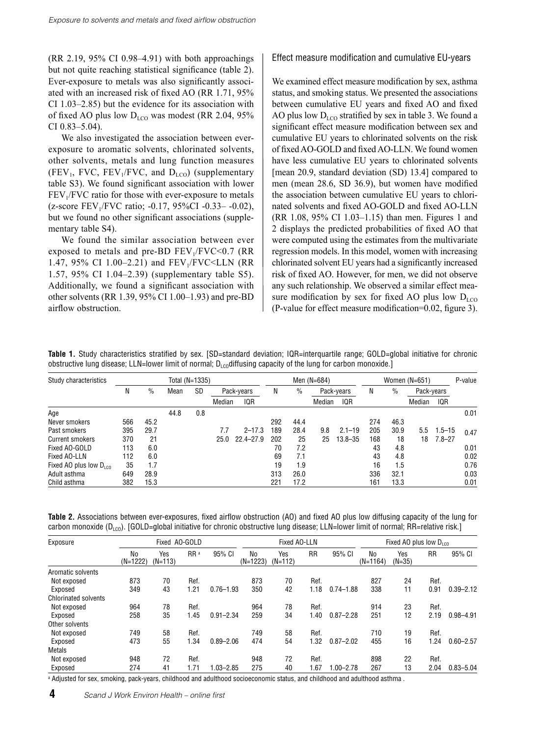(RR 2.19, 95% CI 0.98–4.91) with both approachings but not quite reaching statistical significance (table 2). Ever-exposure to metals was also significantly associated with an increased risk of fixed AO (RR 1.71, 95% CI 1.03–2.85) but the evidence for its association with of fixed AO plus low $D_{LCO}$ was modest (RR 2.04, 95% CI 0.83–5.04).

We also investigated the association between ever-exposure to aromatic solvents, chlorinated solvents, other solvents, metals and lung function measures ($FEV_1$, FVC, $FEV_1$/FVC, and $D_{LCO}$) (supplementary table S3). We found significant association with lower $FEV_1$/FVC ratio for those with ever-exposure to metals (z-score $FEV_1$/FVC ratio; -0.17, 95%CI -0.33– -0.02), but we found no other significant associations (supplementary table S4).

We found the similar association between ever exposed to metals and pre-BD $FEV_1$/FVC<0.7 (RR 1.47, 95% CI 1.00–2.21) and $FEV_1$/FVC<LLN (RR 1.57, 95% CI 1.04–2.39) (supplementary table S5). Additionally, we found a significant association with other solvents (RR 1.39, 95% CI 1.00–1.93) and pre-BD airflow obstruction.

### Effect measure modification and cumulative EU-years

We examined effect measure modification by sex, asthma status, and smoking status. We presented the associations between cumulative EU years and fixed AO and fixed AO plus low $D_{LCO}$ stratified by sex in table 3. We found a significant effect measure modification between sex and cumulative EU years to chlorinated solvents on the risk of fixed AO-GOLD and fixed AO-LLN. We found women have less cumulative EU years to chlorinated solvents [mean 20.9, standard deviation (SD) 13.4] compared to men (mean 28.6, SD 36.9), but women have modified the association between cumulative EU years to chlorinated solvents and fixed AO-GOLD and fixed AO-LLN (RR 1.08, 95% CI 1.03–1.15) than men. Figures 1 and 2 displays the predicted probabilities of fixed AO that were computed using the estimates from the multivariate regression models. In this model, women with increasing chlorinated solvent EU years had a significantly increased risk of fixed AO. However, for men, we did not observe any such relationship. We observed a similar effect measure modification by sex for fixed AO plus low $D_{LCO}$ (P-value for effect measure modification=0.02, figure 3).

**Table 1.** Study characteristics stratified by sex. [SD=standard deviation; IQR=interquartile range; GOLD=global initiative for chronic obstructive lung disease; LLN=lower limit of normal; $D_{LCO}$diffusing capacity of the lung for carbon monoxide.]

| Study characteristics | Total (N=1335) | | | | | | Men (N=684) | | | | Women (N=651) | | | | P-value |
|---|---|---|---|---|---|---|---|---|---|---|---|---|---|---|---|
| | N | % | Mean | SD | Pack-years | | N | % | Pack-years | | N | % | Pack-years | | |
| | | | | | Median | IQR | | | Median | IQR | | | Median | IQR | |
| Age | | | 44.8 | 0.8 | | | | | | | | | | | 0.01 |
| Never smokers | 566 | 45.2 | | | | | 292 | 44.4 | | | 274 | 46.3 | | | |
| Past smokers | 395 | 29.7 | | | 7.7 | 2–17.3 | 189 | 28.4 | 9.8 | 2.1–19 | 205 | 30.9 | 5.5 | 1.5–15 | 0.47 |
| Current smokers | 370 | 21 | | | 25.0 | 22.4–27.9 | 202 | 25 | 25 | 13.8–35 | 168 | 18 | 18 | 7.8–27 | |
| Fixed AO-GOLD | 113 | 6.0 | | | | | 70 | 7.2 | | | 43 | 4.8 | | | 0.01 |
| Fixed AO-LLN | 112 | 6.0 | | | | | 69 | 7.1 | | | 43 | 4.8 | | | 0.02 |
| Fixed AO plus low $D_{LCO}$ | 35 | 1.7 | | | | | 19 | 1.9 | | | 16 | 1.5 | | | 0.76 |
| Adult asthma | 649 | 28.9 | | | | | 313 | 26.0 | | | 336 | 32.1 | | | 0.03 |
| Child asthma | 382 | 15.3 | | | | | 221 | 17.2 | | | 161 | 13.3 | | | 0.01 |

**Table 2.** Associations between ever-exposures, fixed airflow obstruction (AO) and fixed AO plus low diffusing capacity of the lung for carbon monoxide ($D_{LCO}$). [GOLD=global initiative for chronic obstructive lung disease; LLN=lower limit of normal; RR=relative risk.]

| Exposure | Fixed AO-GOLD | | | | Fixed AO-LLN | | | | Fixed AO plus low $D_{LCO}$ | | | |
|---|---|---|---|---|---|---|---|---|---|---|---|---|
| | No (N=1222) | Yes (N=113) | RR [a] | 95% CI | No (N=1223) | Yes (N=112) | RR | 95% CI | No (N=1164) | Yes (N=35) | RR | 95% CI |
| Aromatic solvents | | | | | | | | | | | | |
| Not exposed | 873 | 70 | Ref. | | 873 | 70 | Ref. | | 827 | 24 | Ref. | |
| Exposed | 349 | 43 | 1.21 | 0.76–1.93 | 350 | 42 | 1.18 | 0.74–1.88 | 338 | 11 | 0.91 | 0.39–2.12 |
| Chlorinated solvents | | | | | | | | | | | | |
| Not exposed | 964 | 78 | Ref. | | 964 | 78 | Ref. | | 914 | 23 | Ref. | |
| Exposed | 258 | 35 | 1.45 | 0.91–2.34 | 259 | 34 | 1.40 | 0.87–2.28 | 251 | 12 | 2.19 | 0.98–4.91 |
| Other solvents | | | | | | | | | | | | |
| Not exposed | 749 | 58 | Ref. | | 749 | 58 | Ref. | | 710 | 19 | Ref. | |
| Exposed | 473 | 55 | 1.34 | 0.89–2.06 | 474 | 54 | 1.32 | 0.87–2.02 | 455 | 16 | 1.24 | 0.60–2.57 |
| Metals | | | | | | | | | | | | |
| Not exposed | 948 | 72 | Ref. | | 948 | 72 | Ref. | | 898 | 22 | Ref. | |
| Exposed | 274 | 41 | 1.71 | 1.03–2.85 | 275 | 40 | 1.67 | 1.00–2.78 | 267 | 13 | 2.04 | 0.83–5.04 |

[a] Adjusted for sex, smoking, pack-years, childhood and adulthood socioeconomic status, and childhood and adulthood asthma .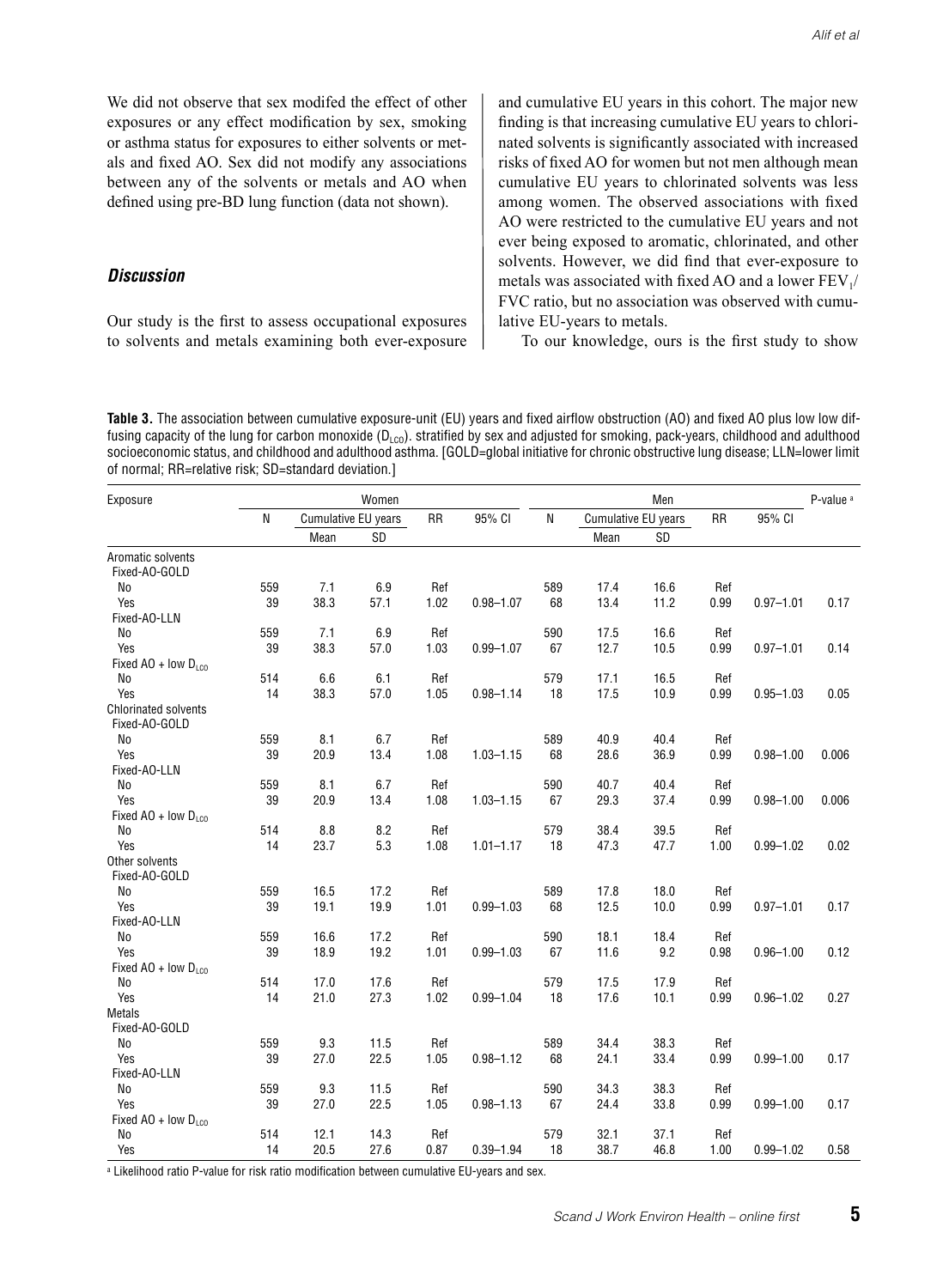We did not observe that sex modifed the effect of other exposures or any effect modification by sex, smoking or asthma status for exposures to either solvents or metals and fixed AO. Sex did not modify any associations between any of the solvents or metals and AO when defined using pre-BD lung function (data not shown).

## *Discussion*

Our study is the first to assess occupational exposures to solvents and metals examining both ever-exposure and cumulative EU years in this cohort. The major new finding is that increasing cumulative EU years to chlorinated solvents is significantly associated with increased risks of fixed AO for women but not men although mean cumulative EU years to chlorinated solvents was less among women. The observed associations with fixed AO were restricted to the cumulative EU years and not ever being exposed to aromatic, chlorinated, and other solvents. However, we did find that ever-exposure to metals was associated with fixed AO and a lower $FEV_1$/FVC ratio, but no association was observed with cumulative EU-years to metals.

To our knowledge, ours is the first study to show

**Table 3.** The association between cumulative exposure-unit (EU) years and fixed airflow obstruction (AO) and fixed AO plus low low diffusing capacity of the lung for carbon monoxide ($D_{LCO}$). stratified by sex and adjusted for smoking, pack-years, childhood and adulthood socioeconomic status, and childhood and adulthood asthma. [GOLD=global initiative for chronic obstructive lung disease; LLN=lower limit of normal; RR=relative risk; SD=standard deviation.]

| Exposure | Women | | | | | Men | | | | | P-value [a] |
|---|---|---|---|---|---|---|---|---|---|---|---|
| | N | Cumulative EU years | | RR | 95% CI | N | Cumulative EU years | | RR | 95% CI | |
| | | Mean | SD | | | | Mean | SD | | | |
| Aromatic solvents | | | | | | | | | | | |
| Fixed-AO-GOLD | | | | | | | | | | | |
| No | 559 | 7.1 | 6.9 | Ref | | 589 | 17.4 | 16.6 | Ref | | |
| Yes | 39 | 38.3 | 57.1 | 1.02 | 0.98–1.07 | 68 | 13.4 | 11.2 | 0.99 | 0.97–1.01 | 0.17 |
| Fixed-AO-LLN | | | | | | | | | | | |
| No | 559 | 7.1 | 6.9 | Ref | | 590 | 17.5 | 16.6 | Ref | | |
| Yes | 39 | 38.3 | 57.0 | 1.03 | 0.99–1.07 | 67 | 12.7 | 10.5 | 0.99 | 0.97–1.01 | 0.14 |
| Fixed AO + low $D_{LCO}$ | | | | | | | | | | | |
| No | 514 | 6.6 | 6.1 | Ref | | 579 | 17.1 | 16.5 | Ref | | |
| Yes | 14 | 38.3 | 57.0 | 1.05 | 0.98–1.14 | 18 | 17.5 | 10.9 | 0.99 | 0.95–1.03 | 0.05 |
| Chlorinated solvents | | | | | | | | | | | |
| Fixed-AO-GOLD | | | | | | | | | | | |
| No | 559 | 8.1 | 6.7 | Ref | | 589 | 40.9 | 40.4 | Ref | | |
| Yes | 39 | 20.9 | 13.4 | 1.08 | 1.03–1.15 | 68 | 28.6 | 36.9 | 0.99 | 0.98–1.00 | 0.006 |
| Fixed-AO-LLN | | | | | | | | | | | |
| No | 559 | 8.1 | 6.7 | Ref | | 590 | 40.7 | 40.4 | Ref | | |
| Yes | 39 | 20.9 | 13.4 | 1.08 | 1.03–1.15 | 67 | 29.3 | 37.4 | 0.99 | 0.98–1.00 | 0.006 |
| Fixed AO + low $D_{LCO}$ | | | | | | | | | | | |
| No | 514 | 8.8 | 8.2 | Ref | | 579 | 38.4 | 39.5 | Ref | | |
| Yes | 14 | 23.7 | 5.3 | 1.08 | 1.01–1.17 | 18 | 47.3 | 47.7 | 1.00 | 0.99–1.02 | 0.02 |
| Other solvents | | | | | | | | | | | |
| Fixed-AO-GOLD | | | | | | | | | | | |
| No | 559 | 16.5 | 17.2 | Ref | | 589 | 17.8 | 18.0 | Ref | | |
| Yes | 39 | 19.1 | 19.9 | 1.01 | 0.99–1.03 | 68 | 12.5 | 10.0 | 0.99 | 0.97–1.01 | 0.17 |
| Fixed-AO-LLN | | | | | | | | | | | |
| No | 559 | 16.6 | 17.2 | Ref | | 590 | 18.1 | 18.4 | Ref | | |
| Yes | 39 | 18.9 | 19.2 | 1.01 | 0.99–1.03 | 67 | 11.6 | 9.2 | 0.98 | 0.96–1.00 | 0.12 |
| Fixed AO + low $D_{LCO}$ | | | | | | | | | | | |
| No | 514 | 17.0 | 17.6 | Ref | | 579 | 17.5 | 17.9 | Ref | | |
| Yes | 14 | 21.0 | 27.3 | 1.02 | 0.99–1.04 | 18 | 17.6 | 10.1 | 0.99 | 0.96–1.02 | 0.27 |
| Metals | | | | | | | | | | | |
| Fixed-AO-GOLD | | | | | | | | | | | |
| No | 559 | 9.3 | 11.5 | Ref | | 589 | 34.4 | 38.3 | Ref | | |
| Yes | 39 | 27.0 | 22.5 | 1.05 | 0.98–1.12 | 68 | 24.1 | 33.4 | 0.99 | 0.99–1.00 | 0.17 |
| Fixed-AO-LLN | | | | | | | | | | | |
| No | 559 | 9.3 | 11.5 | Ref | | 590 | 34.3 | 38.3 | Ref | | |
| Yes | 39 | 27.0 | 22.5 | 1.05 | 0.98–1.13 | 67 | 24.4 | 33.8 | 0.99 | 0.99–1.00 | 0.17 |
| Fixed AO + low $D_{LCO}$ | | | | | | | | | | | |
| No | 514 | 12.1 | 14.3 | Ref | | 579 | 32.1 | 37.1 | Ref | | |
| Yes | 14 | 20.5 | 27.6 | 0.87 | 0.39–1.94 | 18 | 38.7 | 46.8 | 1.00 | 0.99–1.02 | 0.58 |

[a] Likelihood ratio P-value for risk ratio modification between cumulative EU-years and sex.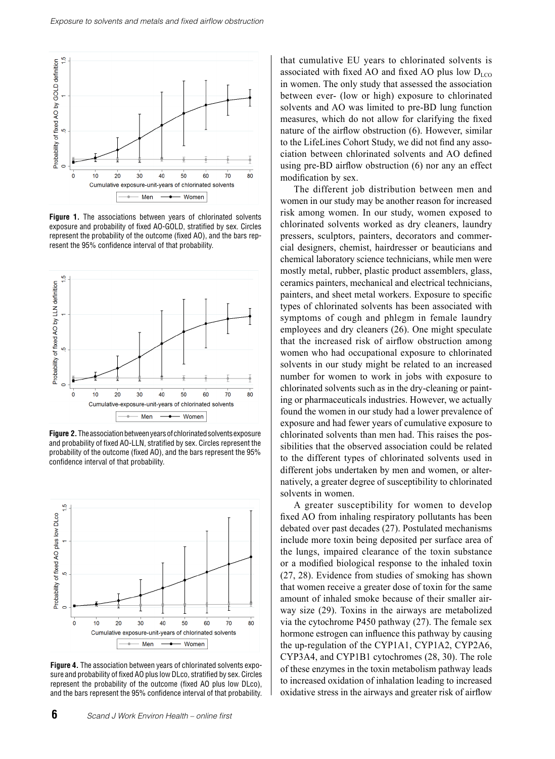**Figure 1.** The associations between years of chlorinated solvents exposure and probability of fixed AO-GOLD, stratified by sex. Circles represent the probability of the outcome (fixed AO), and the bars represent the 95% confidence interval of that probability.

**Figure 2.** The association between years of chlorinated solvents exposure and probability of fixed AO-LLN, stratified by sex. Circles represent the probability of the outcome (fixed AO), and the bars represent the 95% confidence interval of that probability.

**Figure 4.** The association between years of chlorinated solvents exposure and probability of fixed AO plus low DLco, stratified by sex. Circles represent the probability of the outcome (fixed AO plus low DLco), and the bars represent the 95% confidence interval of that probability.

that cumulative EU years to chlorinated solvents is associated with fixed AO and fixed AO plus low $D_{LCO}$ in women. The only study that assessed the association between ever- (low or high) exposure to chlorinated solvents and AO was limited to pre-BD lung function measures, which do not allow for clarifying the fixed nature of the airflow obstruction (6). However, similar to the LifeLines Cohort Study, we did not find any association between chlorinated solvents and AO defined using pre-BD airflow obstruction (6) nor any an effect modification by sex.

The different job distribution between men and women in our study may be another reason for increased risk among women. In our study, women exposed to chlorinated solvents worked as dry cleaners, laundry pressers, sculptors, painters, decorators and commercial designers, chemist, hairdresser or beauticians and chemical laboratory science technicians, while men were mostly metal, rubber, plastic product assemblers, glass, ceramics painters, mechanical and electrical technicians, painters, and sheet metal workers. Exposure to specific types of chlorinated solvents has been associated with symptoms of cough and phlegm in female laundry employees and dry cleaners (26). One might speculate that the increased risk of airflow obstruction among women who had occupational exposure to chlorinated solvents in our study might be related to an increased number for women to work in jobs with exposure to chlorinated solvents such as in the dry-cleaning or painting or pharmaceuticals industries. However, we actually found the women in our study had a lower prevalence of exposure and had fewer years of cumulative exposure to chlorinated solvents than men had. This raises the possibilities that the observed association could be related to the different types of chlorinated solvents used in different jobs undertaken by men and women, or alternatively, a greater degree of susceptibility to chlorinated solvents in women.

A greater susceptibility for women to develop fixed AO from inhaling respiratory pollutants has been debated over past decades (27). Postulated mechanisms include more toxin being deposited per surface area of the lungs, impaired clearance of the toxin substance or a modified biological response to the inhaled toxin (27, 28). Evidence from studies of smoking has shown that women receive a greater dose of toxin for the same amount of inhaled smoke because of their smaller airway size (29). Toxins in the airways are metabolized via the cytochrome P450 pathway (27). The female sex hormone estrogen can influence this pathway by causing the up-regulation of the CYP1A1, CYP1A2, CYP2A6, CYP3A4, and CYP1B1 cytochromes (28, 30). The role of these enzymes in the toxin metabolism pathway leads to increased oxidation of inhalation leading to increased oxidative stress in the airways and greater risk of airflow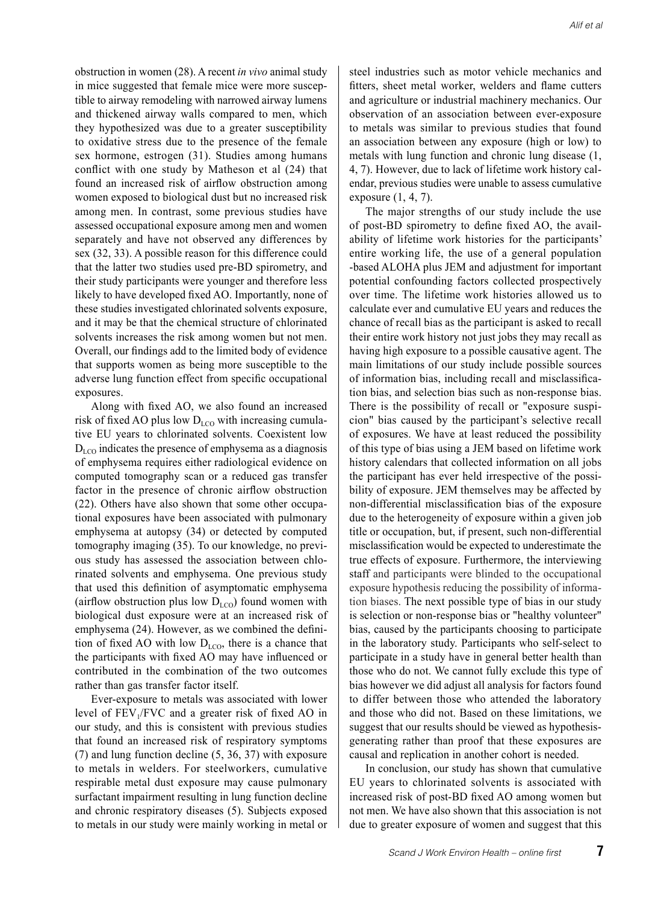obstruction in women (28). A recent *in vivo* animal study in mice suggested that female mice were more susceptible to airway remodeling with narrowed airway lumens and thickened airway walls compared to men, which they hypothesized was due to a greater susceptibility to oxidative stress due to the presence of the female sex hormone, estrogen (31). Studies among humans conflict with one study by Matheson et al (24) that found an increased risk of airflow obstruction among women exposed to biological dust but no increased risk among men. In contrast, some previous studies have assessed occupational exposure among men and women separately and have not observed any differences by sex (32, 33). A possible reason for this difference could that the latter two studies used pre-BD spirometry, and their study participants were younger and therefore less likely to have developed fixed AO. Importantly, none of these studies investigated chlorinated solvents exposure, and it may be that the chemical structure of chlorinated solvents increases the risk among women but not men. Overall, our findings add to the limited body of evidence that supports women as being more susceptible to the adverse lung function effect from specific occupational exposures.

Along with fixed AO, we also found an increased risk of fixed AO plus low $D_{LCO}$ with increasing cumulative EU years to chlorinated solvents. Coexistent low $D_{LCO}$ indicates the presence of emphysema as a diagnosis of emphysema requires either radiological evidence on computed tomography scan or a reduced gas transfer factor in the presence of chronic airflow obstruction (22). Others have also shown that some other occupational exposures have been associated with pulmonary emphysema at autopsy (34) or detected by computed tomography imaging (35). To our knowledge, no previous study has assessed the association between chlorinated solvents and emphysema. One previous study that used this definition of asymptomatic emphysema (airflow obstruction plus low $D_{LCO}$) found women with biological dust exposure were at an increased risk of emphysema (24). However, as we combined the definition of fixed AO with low $D_{LCO}$, there is a chance that the participants with fixed AO may have influenced or contributed in the combination of the two outcomes rather than gas transfer factor itself.

Ever-exposure to metals was associated with lower level of $FEV_1$/FVC and a greater risk of fixed AO in our study, and this is consistent with previous studies that found an increased risk of respiratory symptoms (7) and lung function decline (5, 36, 37) with exposure to metals in welders. For steelworkers, cumulative respirable metal dust exposure may cause pulmonary surfactant impairment resulting in lung function decline and chronic respiratory diseases (5). Subjects exposed to metals in our study were mainly working in metal or steel industries such as motor vehicle mechanics and fitters, sheet metal worker, welders and flame cutters and agriculture or industrial machinery mechanics. Our observation of an association between ever-exposure to metals was similar to previous studies that found an association between any exposure (high or low) to metals with lung function and chronic lung disease (1, 4, 7). However, due to lack of lifetime work history calendar, previous studies were unable to assess cumulative exposure (1, 4, 7).

The major strengths of our study include the use of post-BD spirometry to define fixed AO, the availability of lifetime work histories for the participants' entire working life, the use of a general population -based ALOHA plus JEM and adjustment for important potential confounding factors collected prospectively over time. The lifetime work histories allowed us to calculate ever and cumulative EU years and reduces the chance of recall bias as the participant is asked to recall their entire work history not just jobs they may recall as having high exposure to a possible causative agent. The main limitations of our study include possible sources of information bias, including recall and misclassification bias, and selection bias such as non-response bias. There is the possibility of recall or "exposure suspicion" bias caused by the participant's selective recall of exposures. We have at least reduced the possibility of this type of bias using a JEM based on lifetime work history calendars that collected information on all jobs the participant has ever held irrespective of the possibility of exposure. JEM themselves may be affected by non-differential misclassification bias of the exposure due to the heterogeneity of exposure within a given job title or occupation, but, if present, such non-differential misclassification would be expected to underestimate the true effects of exposure. Furthermore, the interviewing staff and participants were blinded to the occupational exposure hypothesis reducing the possibility of information biases. The next possible type of bias in our study is selection or non-response bias or "healthy volunteer" bias, caused by the participants choosing to participate in the laboratory study. Participants who self-select to participate in a study have in general better health than those who do not. We cannot fully exclude this type of bias however we did adjust all analysis for factors found to differ between those who attended the laboratory and those who did not. Based on these limitations, we suggest that our results should be viewed as hypothesis-generating rather than proof that these exposures are causal and replication in another cohort is needed.

In conclusion, our study has shown that cumulative EU years to chlorinated solvents is associated with increased risk of post-BD fixed AO among women but not men. We have also shown that this association is not due to greater exposure of women and suggest that this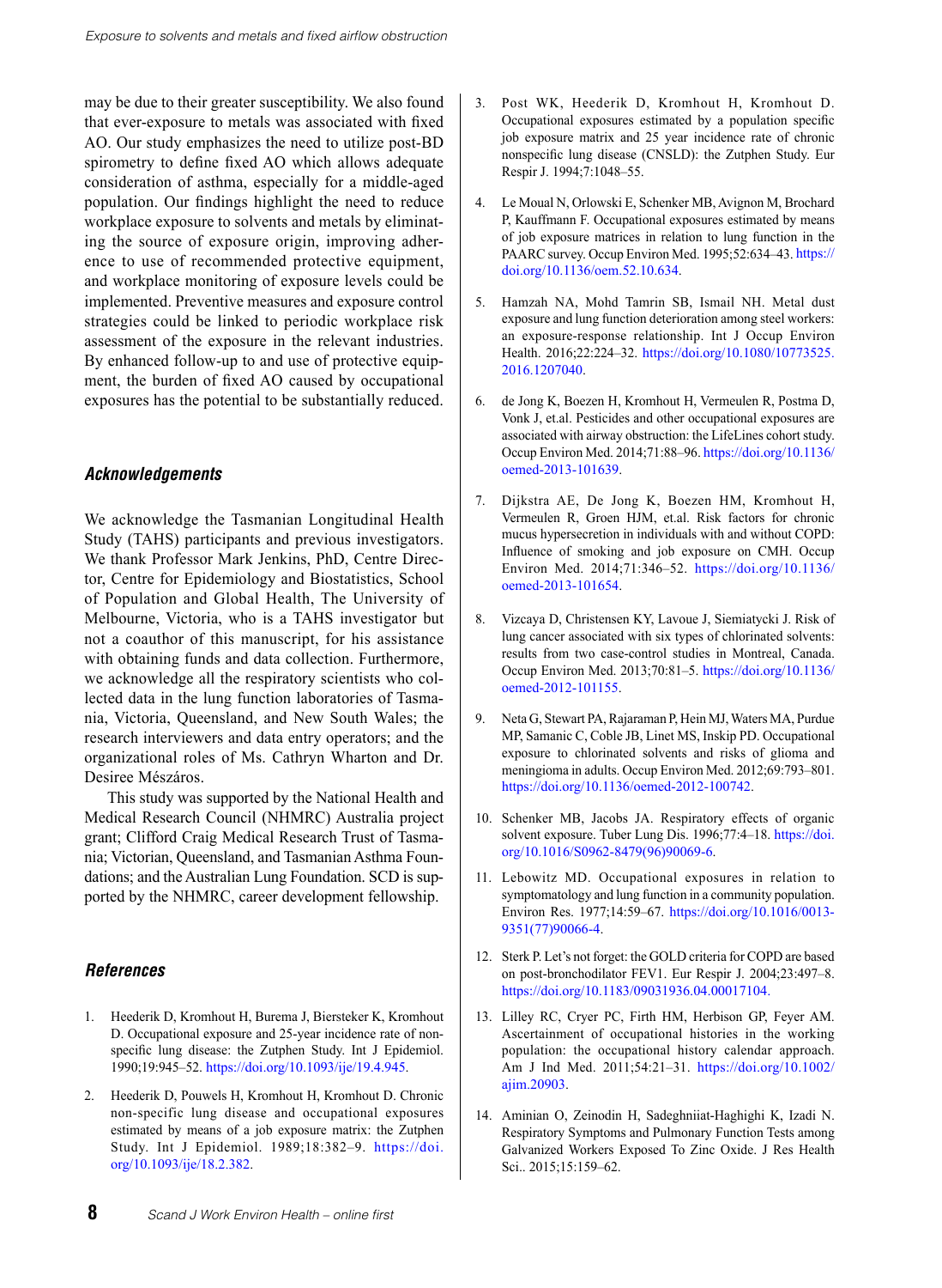may be due to their greater susceptibility. We also found that ever-exposure to metals was associated with fixed AO. Our study emphasizes the need to utilize post-BD spirometry to define fixed AO which allows adequate consideration of asthma, especially for a middle-aged population. Our findings highlight the need to reduce workplace exposure to solvents and metals by eliminating the source of exposure origin, improving adherence to use of recommended protective equipment, and workplace monitoring of exposure levels could be implemented. Preventive measures and exposure control strategies could be linked to periodic workplace risk assessment of the exposure in the relevant industries. By enhanced follow-up to and use of protective equipment, the burden of fixed AO caused by occupational exposures has the potential to be substantially reduced.

## Acknowledgements

We acknowledge the Tasmanian Longitudinal Health Study (TAHS) participants and previous investigators. We thank Professor Mark Jenkins, PhD, Centre Director, Centre for Epidemiology and Biostatistics, School of Population and Global Health, The University of Melbourne, Victoria, who is a TAHS investigator but not a coauthor of this manuscript, for his assistance with obtaining funds and data collection. Furthermore, we acknowledge all the respiratory scientists who collected data in the lung function laboratories of Tasmania, Victoria, Queensland, and New South Wales; the research interviewers and data entry operators; and the organizational roles of Ms. Cathryn Wharton and Dr. Desiree Mészáros.

This study was supported by the National Health and Medical Research Council (NHMRC) Australia project grant; Clifford Craig Medical Research Trust of Tasmania; Victorian, Queensland, and Tasmanian Asthma Foundations; and the Australian Lung Foundation. SCD is supported by the NHMRC, career development fellowship.

## References

1. Heederik D, Kromhout H, Burema J, Biersteker K, Kromhout D. Occupational exposure and 25-year incidence rate of non-specific lung disease: the Zutphen Study. Int J Epidemiol. 1990;19:945–52. https://doi.org/10.1093/ije/19.4.945.

2. Heederik D, Pouwels H, Kromhout H, Kromhout D. Chronic non-specific lung disease and occupational exposures estimated by means of a job exposure matrix: the Zutphen Study. Int J Epidemiol. 1989;18:382–9. https://doi.org/10.1093/ije/18.2.382.

3. Post WK, Heederik D, Kromhout H, Kromhout D. Occupational exposures estimated by a population specific job exposure matrix and 25 year incidence rate of chronic nonspecific lung disease (CNSLD): the Zutphen Study. Eur Respir J. 1994;7:1048–55.

4. Le Moual N, Orlowski E, Schenker MB, Avignon M, Brochard P, Kauffmann F. Occupational exposures estimated by means of job exposure matrices in relation to lung function in the PAARC survey. Occup Environ Med. 1995;52:634–43. https://doi.org/10.1136/oem.52.10.634.

5. Hamzah NA, Mohd Tamrin SB, Ismail NH. Metal dust exposure and lung function deterioration among steel workers: an exposure-response relationship. Int J Occup Environ Health. 2016;22:224–32. https://doi.org/10.1080/10773525.2016.1207040.

6. de Jong K, Boezen H, Kromhout H, Vermeulen R, Postma D, Vonk J, et.al. Pesticides and other occupational exposures are associated with airway obstruction: the LifeLines cohort study. Occup Environ Med. 2014;71:88–96. https://doi.org/10.1136/oemed-2013-101639.

7. Dijkstra AE, De Jong K, Boezen HM, Kromhout H, Vermeulen R, Groen HJM, et.al. Risk factors for chronic mucus hypersecretion in individuals with and without COPD: Influence of smoking and job exposure on CMH. Occup Environ Med. 2014;71:346–52. https://doi.org/10.1136/oemed-2013-101654.

8. Vizcaya D, Christensen KY, Lavoue J, Siemiatycki J. Risk of lung cancer associated with six types of chlorinated solvents: results from two case-control studies in Montreal, Canada. Occup Environ Med. 2013;70:81–5. https://doi.org/10.1136/oemed-2012-101155.

9. Neta G, Stewart PA, Rajaraman P, Hein MJ, Waters MA, Purdue MP, Samanic C, Coble JB, Linet MS, Inskip PD. Occupational exposure to chlorinated solvents and risks of glioma and meningioma in adults. Occup Environ Med. 2012;69:793–801. https://doi.org/10.1136/oemed-2012-100742.

10. Schenker MB, Jacobs JA. Respiratory effects of organic solvent exposure. Tuber Lung Dis. 1996;77:4–18. https://doi.org/10.1016/S0962-8479(96)90069-6.

11. Lebowitz MD. Occupational exposures in relation to symptomatology and lung function in a community population. Environ Res. 1977;14:59–67. https://doi.org/10.1016/0013-9351(77)90066-4.

12. Sterk P. Let's not forget: the GOLD criteria for COPD are based on post-bronchodilator FEV1. Eur Respir J. 2004;23:497–8. https://doi.org/10.1183/09031936.04.00017104.

13. Lilley RC, Cryer PC, Firth HM, Herbison GP, Feyer AM. Ascertainment of occupational histories in the working population: the occupational history calendar approach. Am J Ind Med. 2011;54:21–31. https://doi.org/10.1002/ajim.20903.

14. Aminian O, Zeinodin H, Sadeghniiat-Haghighi K, Izadi N. Respiratory Symptoms and Pulmonary Function Tests among Galvanized Workers Exposed To Zinc Oxide. J Res Health Sci.. 2015;15:159–62.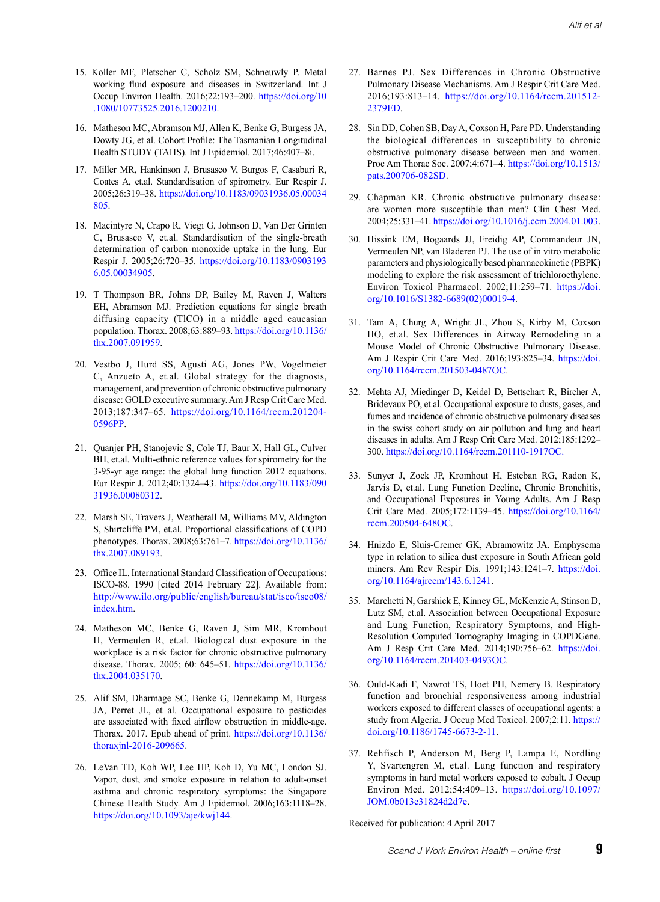15. Koller MF, Pletscher C, Scholz SM, Schneuwly P. Metal working fluid exposure and diseases in Switzerland. Int J Occup Environ Health. 2016;22:193–200. https://doi.org/10.1080/10773525.2016.1200210.

16. Matheson MC, Abramson MJ, Allen K, Benke G, Burgess JA, Dowty JG, et al. Cohort Profile: The Tasmanian Longitudinal Health STUDY (TAHS). Int J Epidemiol. 2017;46:407–8i.

17. Miller MR, Hankinson J, Brusasco V, Burgos F, Casaburi R, Coates A, et.al. Standardisation of spirometry. Eur Respir J. 2005;26:319–38. https://doi.org/10.1183/09031936.05.00034805.

18. Macintyre N, Crapo R, Viegi G, Johnson D, Van Der Grinten C, Brusasco V, et.al. Standardisation of the single-breath determination of carbon monoxide uptake in the lung. Eur Respir J. 2005;26:720–35. https://doi.org/10.1183/09031936.05.00034905.

19. T Thompson BR, Johns DP, Bailey M, Raven J, Walters EH, Abramson MJ. Prediction equations for single breath diffusing capacity (TlCO) in a middle aged caucasian population. Thorax. 2008;63:889–93. https://doi.org/10.1136/thx.2007.091959.

20. Vestbo J, Hurd SS, Agusti AG, Jones PW, Vogelmeier C, Anzueto A, et.al. Global strategy for the diagnosis, management, and prevention of chronic obstructive pulmonary disease: GOLD executive summary. Am J Resp Crit Care Med. 2013;187:347–65. https://doi.org/10.1164/rccm.201204-0596PP.

21. Quanjer PH, Stanojevic S, Cole TJ, Baur X, Hall GL, Culver BH, et.al. Multi-ethnic reference values for spirometry for the 3-95-yr age range: the global lung function 2012 equations. Eur Respir J. 2012;40:1324–43. https://doi.org/10.1183/09031936.00080312.

22. Marsh SE, Travers J, Weatherall M, Williams MV, Aldington S, Shirtcliffe PM, et.al. Proportional classifications of COPD phenotypes. Thorax. 2008;63:761–7. https://doi.org/10.1136/thx.2007.089193.

23. Office IL. International Standard Classification of Occupations: ISCO-88. 1990 [cited 2014 February 22]. Available from: http://www.ilo.org/public/english/bureau/stat/isco/isco08/index.htm.

24. Matheson MC, Benke G, Raven J, Sim MR, Kromhout H, Vermeulen R, et.al. Biological dust exposure in the workplace is a risk factor for chronic obstructive pulmonary disease. Thorax. 2005; 60: 645–51. https://doi.org/10.1136/thx.2004.035170.

25. Alif SM, Dharmage SC, Benke G, Dennekamp M, Burgess JA, Perret JL, et al. Occupational exposure to pesticides are associated with fixed airflow obstruction in middle-age. Thorax. 2017. Epub ahead of print. https://doi.org/10.1136/thoraxjnl-2016-209665.

26. LeVan TD, Koh WP, Lee HP, Koh D, Yu MC, London SJ. Vapor, dust, and smoke exposure in relation to adult-onset asthma and chronic respiratory symptoms: the Singapore Chinese Health Study. Am J Epidemiol. 2006;163:1118–28. https://doi.org/10.1093/aje/kwj144.

27. Barnes PJ. Sex Differences in Chronic Obstructive Pulmonary Disease Mechanisms. Am J Respir Crit Care Med. 2016;193:813–14. https://doi.org/10.1164/rccm.201512-2379ED.

28. Sin DD, Cohen SB, Day A, Coxson H, Pare PD. Understanding the biological differences in susceptibility to chronic obstructive pulmonary disease between men and women. Proc Am Thorac Soc. 2007;4:671–4. https://doi.org/10.1513/pats.200706-082SD.

29. Chapman KR. Chronic obstructive pulmonary disease: are women more susceptible than men? Clin Chest Med. 2004;25:331–41. https://doi.org/10.1016/j.ccm.2004.01.003.

30. Hissink EM, Bogaards JJ, Freidig AP, Commandeur JN, Vermeulen NP, van Bladeren PJ. The use of in vitro metabolic parameters and physiologically based pharmacokinetic (PBPK) modeling to explore the risk assessment of trichloroethylene. Environ Toxicol Pharmacol. 2002;11:259–71. https://doi.org/10.1016/S1382-6689(02)00019-4.

31. Tam A, Churg A, Wright JL, Zhou S, Kirby M, Coxson HO, et.al. Sex Differences in Airway Remodeling in a Mouse Model of Chronic Obstructive Pulmonary Disease. Am J Respir Crit Care Med. 2016;193:825–34. https://doi.org/10.1164/rccm.201503-0487OC.

32. Mehta AJ, Miedinger D, Keidel D, Bettschart R, Bircher A, Bridevaux PO, et.al. Occupational exposure to dusts, gases, and fumes and incidence of chronic obstructive pulmonary diseases in the swiss cohort study on air pollution and lung and heart diseases in adults. Am J Resp Crit Care Med. 2012;185:1292–300. https://doi.org/10.1164/rccm.201110-1917OC.

33. Sunyer J, Zock JP, Kromhout H, Esteban RG, Radon K, Jarvis D, et.al. Lung Function Decline, Chronic Bronchitis, and Occupational Exposures in Young Adults. Am J Resp Crit Care Med. 2005;172:1139–45. https://doi.org/10.1164/rccm.200504-648OC.

34. Hnizdo E, Sluis-Cremer GK, Abramowitz JA. Emphysema type in relation to silica dust exposure in South African gold miners. Am Rev Respir Dis. 1991;143:1241–7. https://doi.org/10.1164/ajrccm/143.6.1241.

35. Marchetti N, Garshick E, Kinney GL, McKenzie A, Stinson D, Lutz SM, et.al. Association between Occupational Exposure and Lung Function, Respiratory Symptoms, and High-Resolution Computed Tomography Imaging in COPDGene. Am J Resp Crit Care Med. 2014;190:756–62. https://doi.org/10.1164/rccm.201403-0493OC.

36. Ould-Kadi F, Nawrot TS, Hoet PH, Nemery B. Respiratory function and bronchial responsiveness among industrial workers exposed to different classes of occupational agents: a study from Algeria. J Occup Med Toxicol. 2007;2:11. https://doi.org/10.1186/1745-6673-2-11.

37. Rehfisch P, Anderson M, Berg P, Lampa E, Nordling Y, Svartengren M, et.al. Lung function and respiratory symptoms in hard metal workers exposed to cobalt. J Occup Environ Med. 2012;54:409–13. https://doi.org/10.1097/JOM.0b013e31824d2d7e.

Received for publication: 4 April 2017